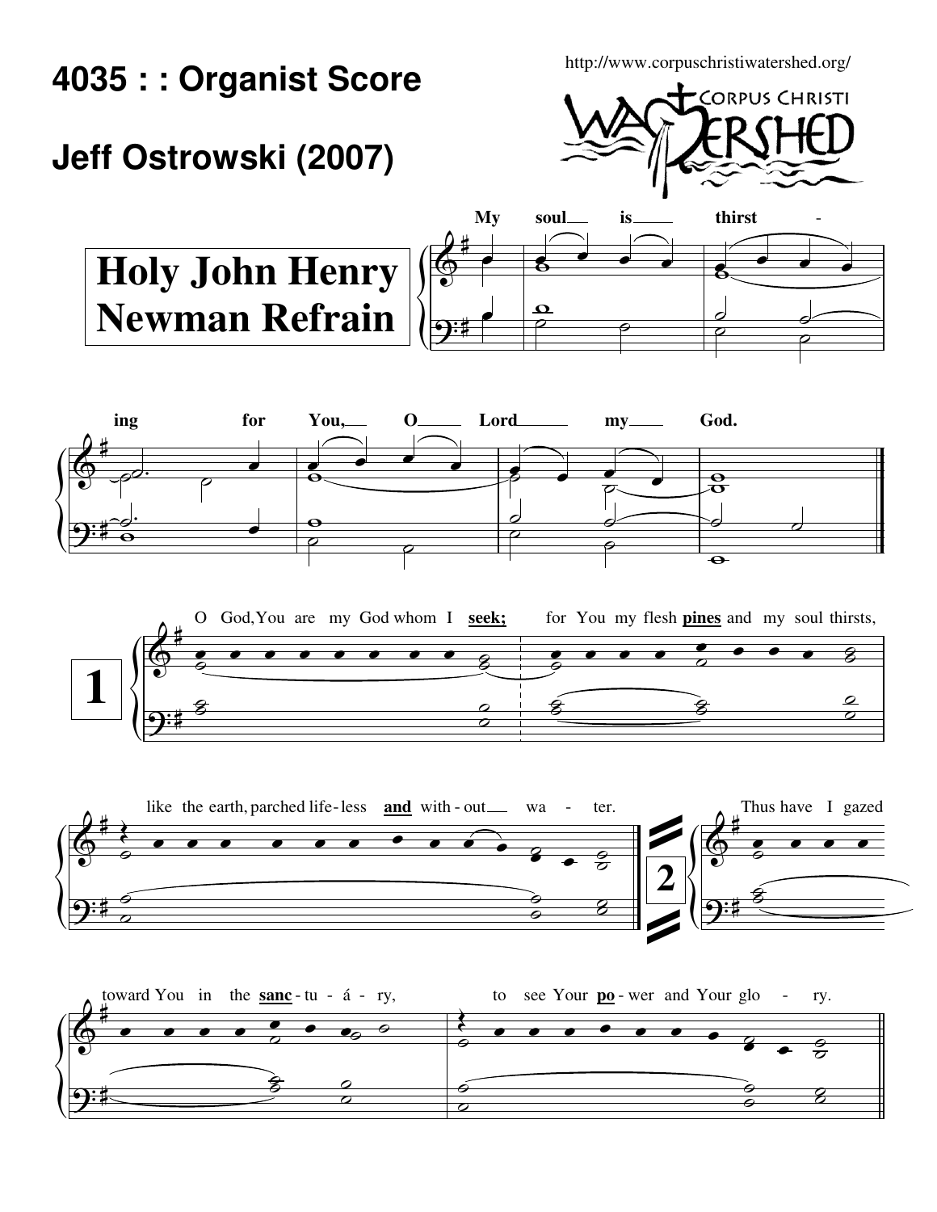# 4035 : : Organist Score

## Jeff Ostrowski (2007)

http://www.corpuschristiwatershed.org/

CORPUS CHRISTI WATERSHED

**Holy John Henry Newman Refrain**

My soul is thirst - ing for You, O Lord my God.

**1**

O God, You are my God whom I **seek;** for You my flesh **pines** and my soul thirsts, like the earth, parched life-less **and** with-out wa - ter.

**2**

Thus have I gazed toward You in the **sanc**-tu - á - ry, to see Your **po**-wer and Your glo - ry.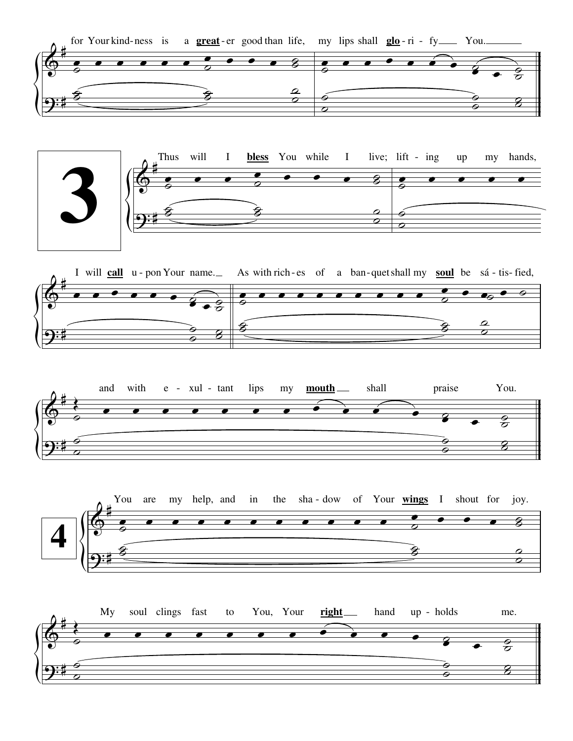for Your kind-ness is a **great**-er good than life, my lips shall **glo**-ri-fy___ You.___

# 3

Thus will I **bless** You while I live; lift-ing up my hands,

I will **call** u-pon Your name.___ As with rich-es of a ban-quet shall my **soul** be sá-tis-fied,

and with e-xul-tant lips my **mouth**___ shall praise You.

# 4

You are my help, and in the sha-dow of Your **wings** I shout for joy.

My soul clings fast to You, Your **right**___ hand up-holds me.